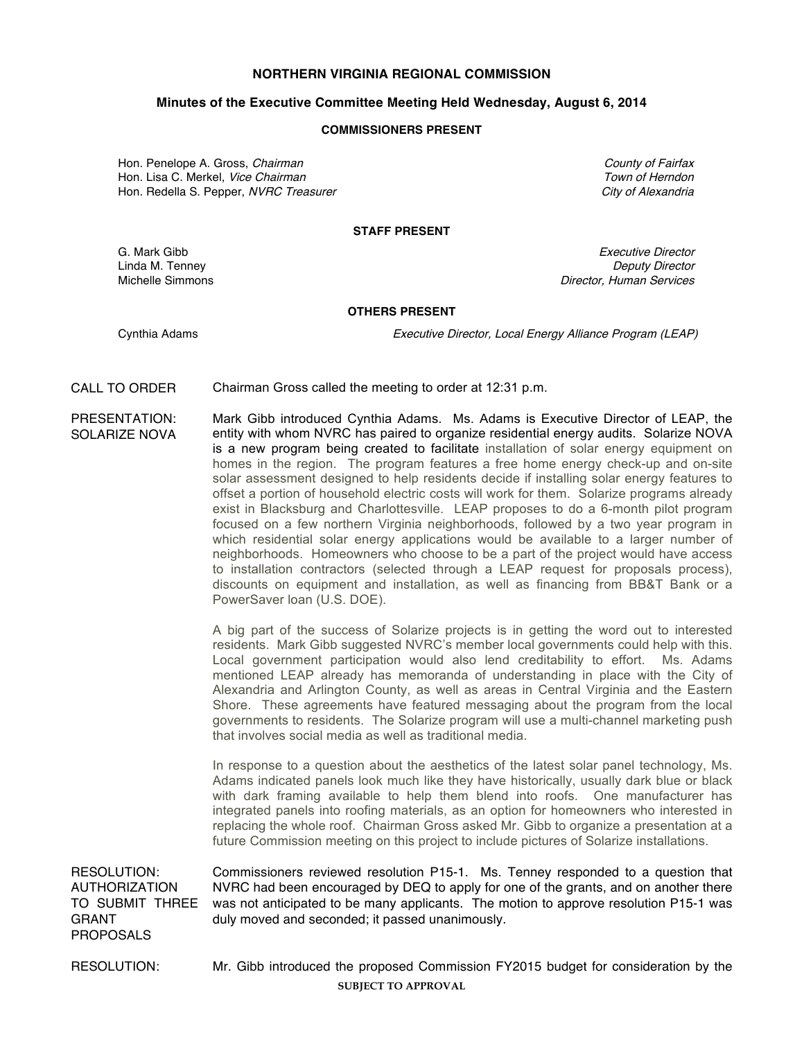# NORTHERN VIRGINIA REGIONAL COMMISSION

## Minutes of the Executive Committee Meeting Held Wednesday, August 6, 2014

### COMMISSIONERS PRESENT

| | |
|---|---|
| Hon. Penelope A. Gross, *Chairman* | *County of Fairfax* |
| Hon. Lisa C. Merkel, *Vice Chairman* | *Town of Herndon* |
| Hon. Redella S. Pepper, *NVRC Treasurer* | *City of Alexandria* |

### STAFF PRESENT

| | |
|---|---|
| G. Mark Gibb | *Executive Director* |
| Linda M. Tenney | *Deputy Director* |
| Michelle Simmons | *Director, Human Services* |

### OTHERS PRESENT

| | |
|---|---|
| Cynthia Adams | *Executive Director, Local Energy Alliance Program (LEAP)* |

CALL TO ORDER

Chairman Gross called the meeting to order at 12:31 p.m.

PRESENTATION: SOLARIZE NOVA

Mark Gibb introduced Cynthia Adams. Ms. Adams is Executive Director of LEAP, the entity with whom NVRC has paired to organize residential energy audits. Solarize NOVA is a new program being created to facilitate installation of solar energy equipment on homes in the region. The program features a free home energy check-up and on-site solar assessment designed to help residents decide if installing solar energy features to offset a portion of household electric costs will work for them. Solarize programs already exist in Blacksburg and Charlottesville. LEAP proposes to do a 6-month pilot program focused on a few northern Virginia neighborhoods, followed by a two year program in which residential solar energy applications would be available to a larger number of neighborhoods. Homeowners who choose to be a part of the project would have access to installation contractors (selected through a LEAP request for proposals process), discounts on equipment and installation, as well as financing from BB&T Bank or a PowerSaver loan (U.S. DOE).

A big part of the success of Solarize projects is in getting the word out to interested residents. Mark Gibb suggested NVRC's member local governments could help with this. Local government participation would also lend creditability to effort. Ms. Adams mentioned LEAP already has memoranda of understanding in place with the City of Alexandria and Arlington County, as well as areas in Central Virginia and the Eastern Shore. These agreements have featured messaging about the program from the local governments to residents. The Solarize program will use a multi-channel marketing push that involves social media as well as traditional media.

In response to a question about the aesthetics of the latest solar panel technology, Ms. Adams indicated panels look much like they have historically, usually dark blue or black with dark framing available to help them blend into roofs. One manufacturer has integrated panels into roofing materials, as an option for homeowners who interested in replacing the whole roof. Chairman Gross asked Mr. Gibb to organize a presentation at a future Commission meeting on this project to include pictures of Solarize installations.

RESOLUTION: AUTHORIZATION TO SUBMIT THREE GRANT PROPOSALS

Commissioners reviewed resolution P15-1. Ms. Tenney responded to a question that NVRC had been encouraged by DEQ to apply for one of the grants, and on another there was not anticipated to be many applicants. The motion to approve resolution P15-1 was duly moved and seconded; it passed unanimously.

RESOLUTION:

Mr. Gibb introduced the proposed Commission FY2015 budget for consideration by the

SUBJECT TO APPROVAL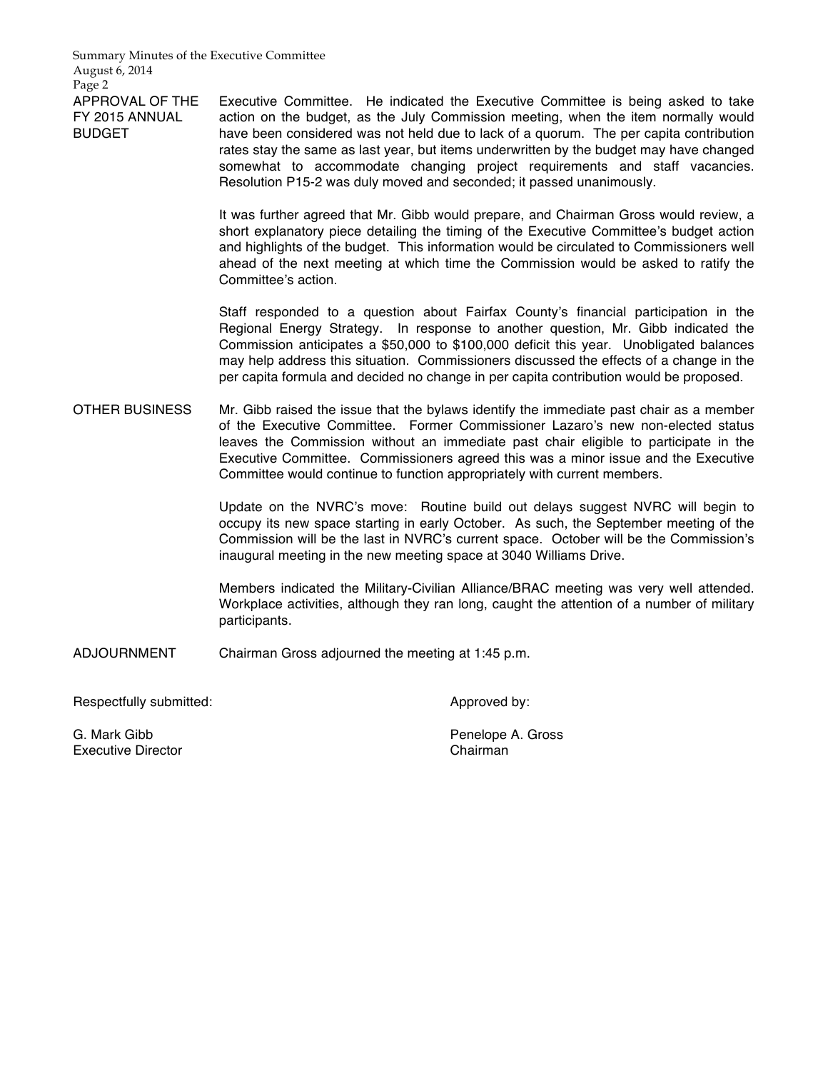**APPROVAL OF THE FY 2015 ANNUAL BUDGET**

Executive Committee. He indicated the Executive Committee is being asked to take action on the budget, as the July Commission meeting, when the item normally would have been considered was not held due to lack of a quorum. The per capita contribution rates stay the same as last year, but items underwritten by the budget may have changed somewhat to accommodate changing project requirements and staff vacancies. Resolution P15-2 was duly moved and seconded; it passed unanimously.

It was further agreed that Mr. Gibb would prepare, and Chairman Gross would review, a short explanatory piece detailing the timing of the Executive Committee's budget action and highlights of the budget. This information would be circulated to Commissioners well ahead of the next meeting at which time the Commission would be asked to ratify the Committee's action.

Staff responded to a question about Fairfax County's financial participation in the Regional Energy Strategy. In response to another question, Mr. Gibb indicated the Commission anticipates a $50,000 to $100,000 deficit this year. Unobligated balances may help address this situation. Commissioners discussed the effects of a change in the per capita formula and decided no change in per capita contribution would be proposed.

**OTHER BUSINESS**

Mr. Gibb raised the issue that the bylaws identify the immediate past chair as a member of the Executive Committee. Former Commissioner Lazaro's new non-elected status leaves the Commission without an immediate past chair eligible to participate in the Executive Committee. Commissioners agreed this was a minor issue and the Executive Committee would continue to function appropriately with current members.

Update on the NVRC's move: Routine build out delays suggest NVRC will begin to occupy its new space starting in early October. As such, the September meeting of the Commission will be the last in NVRC's current space. October will be the Commission's inaugural meeting in the new meeting space at 3040 Williams Drive.

Members indicated the Military-Civilian Alliance/BRAC meeting was very well attended. Workplace activities, although they ran long, caught the attention of a number of military participants.

**ADJOURNMENT**

Chairman Gross adjourned the meeting at 1:45 p.m.

Respectfully submitted:

G. Mark Gibb
Executive Director

Approved by:

Penelope A. Gross
Chairman